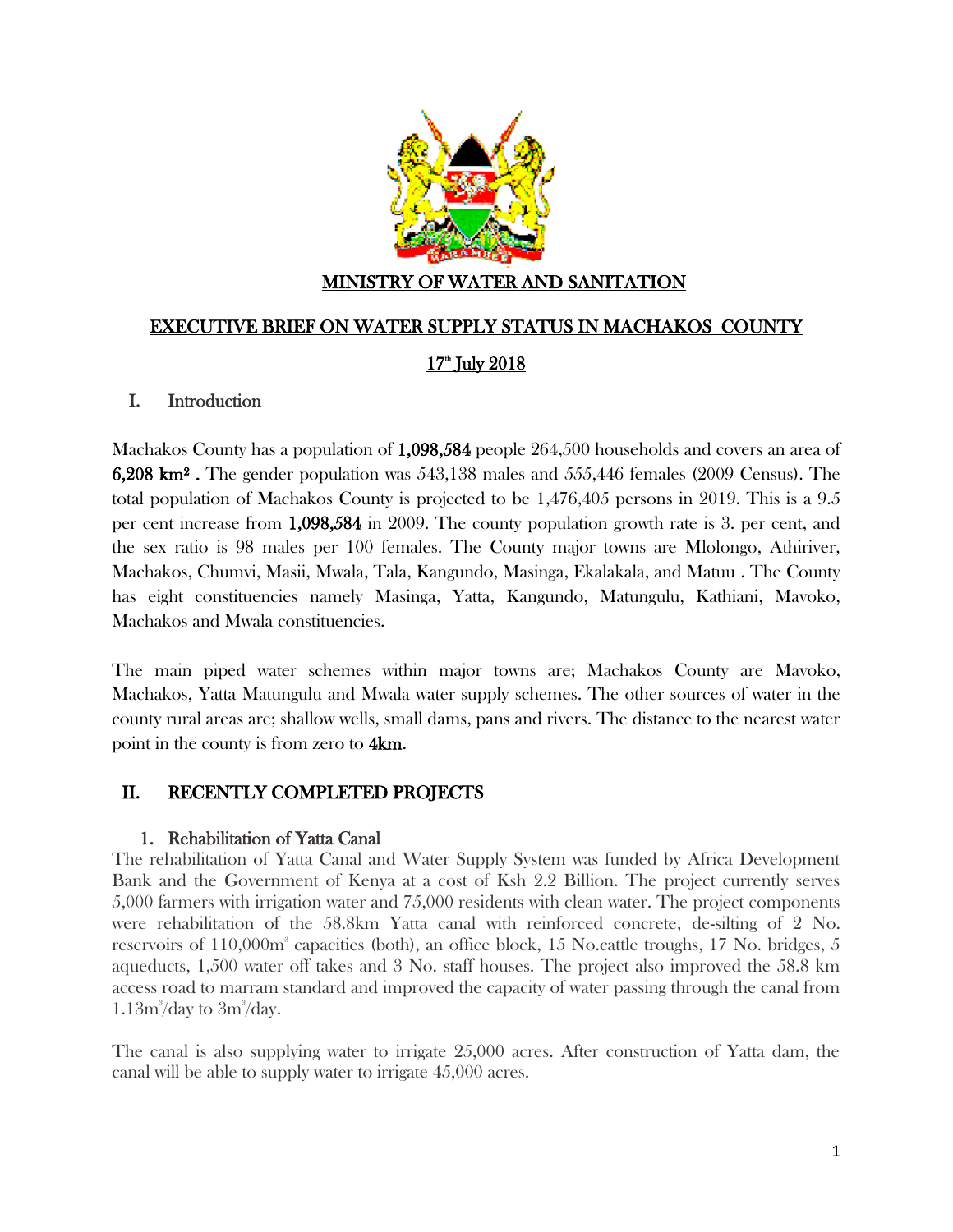# MINISTRY OF WATER AND SANITATION

## EXECUTIVE BRIEF ON WATER SUPPLY STATUS IN MACHAKOS COUNTY

17th July 2018

## I. Introduction

Machakos County has a population of **1,098,584** people 264,500 households and covers an area of **6,208 km²** . The gender population was 543,138 males and 555,446 females (2009 Census). The total population of Machakos County is projected to be 1,476,405 persons in 2019. This is a 9.5 per cent increase from **1,098,584** in 2009. The county population growth rate is 3. per cent, and the sex ratio is 98 males per 100 females. The County major towns are Mlolongo, Athiriver, Machakos, Chumvi, Masii, Mwala, Tala, Kangundo, Masinga, Ekalakala, and Matuu . The County has eight constituencies namely Masinga, Yatta, Kangundo, Matungulu, Kathiani, Mavoko, Machakos and Mwala constituencies.

The main piped water schemes within major towns are; Machakos County are Mavoko, Machakos, Yatta Matungulu and Mwala water supply schemes. The other sources of water in the county rural areas are; shallow wells, small dams, pans and rivers. The distance to the nearest water point in the county is from zero to **4km**.

## II. RECENTLY COMPLETED PROJECTS

### 1. Rehabilitation of Yatta Canal

The rehabilitation of Yatta Canal and Water Supply System was funded by Africa Development Bank and the Government of Kenya at a cost of Ksh 2.2 Billion. The project currently serves 5,000 farmers with irrigation water and 75,000 residents with clean water. The project components were rehabilitation of the 58.8km Yatta canal with reinforced concrete, de-silting of 2 No. reservoirs of 110,000m³ capacities (both), an office block, 15 No.cattle troughs, 17 No. bridges, 5 aqueducts, 1,500 water off takes and 3 No. staff houses. The project also improved the 58.8 km access road to marram standard and improved the capacity of water passing through the canal from 1.13m³/day to 3m³/day.

The canal is also supplying water to irrigate 25,000 acres. After construction of Yatta dam, the canal will be able to supply water to irrigate 45,000 acres.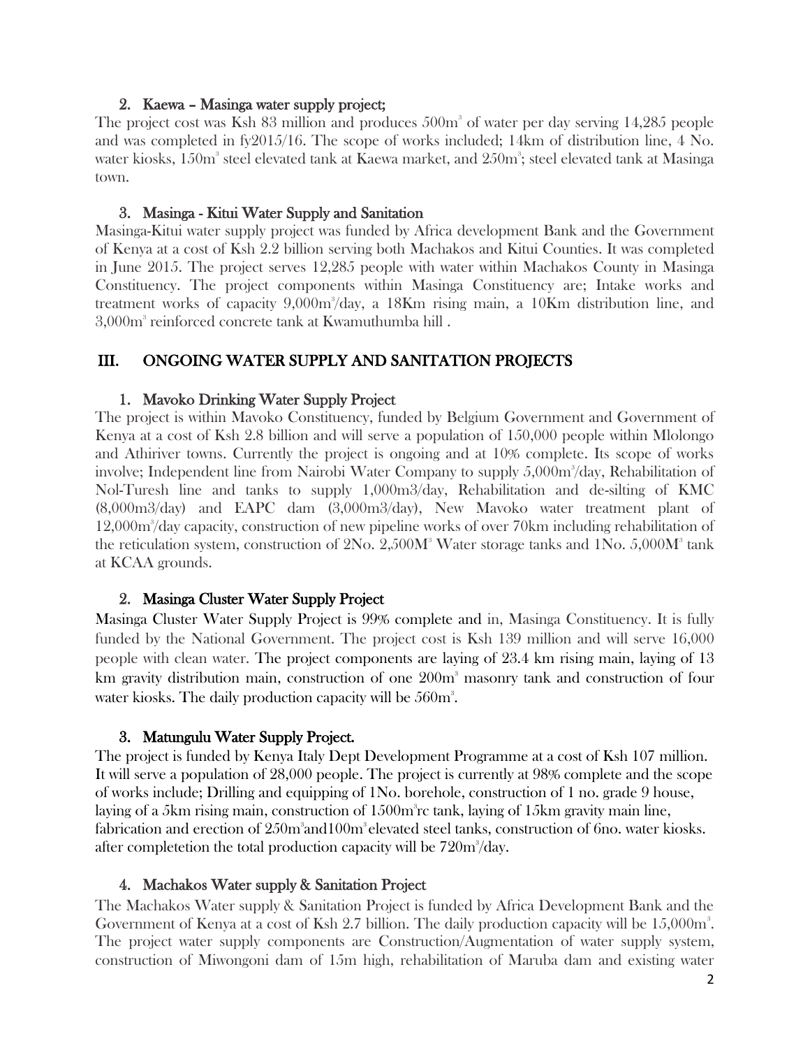2. **Kaewa – Masinga water supply project;**

The project cost was Ksh 83 million and produces 500m$^3$ of water per day serving 14,285 people and was completed in fy2015/16. The scope of works included; 14km of distribution line, 4 No. water kiosks, 150m$^3$ steel elevated tank at Kaewa market, and 250m$^3$; steel elevated tank at Masinga town.

3. **Masinga - Kitui Water Supply and Sanitation**

Masinga-Kitui water supply project was funded by Africa development Bank and the Government of Kenya at a cost of Ksh 2.2 billion serving both Machakos and Kitui Counties. It was completed in June 2015. The project serves 12,285 people with water within Machakos County in Masinga Constituency. The project components within Masinga Constituency are; Intake works and treatment works of capacity 9,000m$^3$/day, a 18Km rising main, a 10Km distribution line, and 3,000m$^3$ reinforced concrete tank at Kwamuthumba hill .

## III. ONGOING WATER SUPPLY AND SANITATION PROJECTS

1. **Mavoko Drinking Water Supply Project**

The project is within Mavoko Constituency, funded by Belgium Government and Government of Kenya at a cost of Ksh 2.8 billion and will serve a population of 150,000 people within Mlolongo and Athiriver towns. Currently the project is ongoing and at 10% complete. Its scope of works involve; Independent line from Nairobi Water Company to supply 5,000m$^3$/day, Rehabilitation of Nol-Turesh line and tanks to supply 1,000m3/day, Rehabilitation and de-silting of KMC (8,000m3/day) and EAPC dam (3,000m3/day), New Mavoko water treatment plant of 12,000m$^3$/day capacity, construction of new pipeline works of over 70km including rehabilitation of the reticulation system, construction of 2No. 2,500M$^3$ Water storage tanks and 1No. 5,000M$^3$ tank at KCAA grounds.

2. **Masinga Cluster Water Supply Project**

Masinga Cluster Water Supply Project is 99% complete and in, Masinga Constituency. It is fully funded by the National Government. The project cost is Ksh 139 million and will serve 16,000 people with clean water. The project components are laying of 23.4 km rising main, laying of 13 km gravity distribution main, construction of one 200m$^3$ masonry tank and construction of four water kiosks. The daily production capacity will be 560m$^3$.

3. **Matungulu Water Supply Project.**

The project is funded by Kenya Italy Dept Development Programme at a cost of Ksh 107 million. It will serve a population of 28,000 people. The project is currently at 98% complete and the scope of works include; Drilling and equipping of 1No. borehole, construction of 1 no. grade 9 house, laying of a 5km rising main, construction of 1500m$^3$rc tank, laying of 15km gravity main line, fabrication and erection of 250m$^3$and100m$^3$elevated steel tanks, construction of 6no. water kiosks. after completetion the total production capacity will be 720m$^3$/day.

4. **Machakos Water supply & Sanitation Project**

The Machakos Water supply & Sanitation Project is funded by Africa Development Bank and the Government of Kenya at a cost of Ksh 2.7 billion. The daily production capacity will be 15,000m$^3$. The project water supply components are Construction/Augmentation of water supply system, construction of Miwongoni dam of 15m high, rehabilitation of Maruba dam and existing water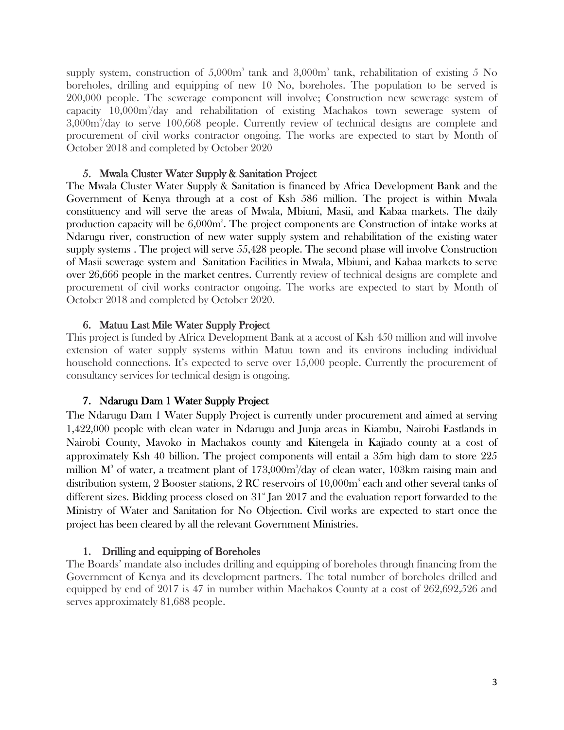supply system, construction of $5,000m^3$ tank and $3,000m^3$ tank, rehabilitation of existing 5 No boreholes, drilling and equipping of new 10 No, boreholes. The population to be served is 200,000 people. The sewerage component will involve; Construction new sewerage system of capacity $10,000m^3$/day and rehabilitation of existing Machakos town sewerage system of $3,000m^3$/day to serve 100,668 people. Currently review of technical designs are complete and procurement of civil works contractor ongoing. The works are expected to start by Month of October 2018 and completed by October 2020

### 5. Mwala Cluster Water Supply & Sanitation Project

The Mwala Cluster Water Supply & Sanitation is financed by Africa Development Bank and the Government of Kenya through at a cost of Ksh 586 million. The project is within Mwala constituency and will serve the areas of Mwala, Mbiuni, Masii, and Kabaa markets. The daily production capacity will be $6,000m^3$. The project components are Construction of intake works at Ndarugu river, construction of new water supply system and rehabilitation of the existing water supply systems . The project will serve 55,428 people. The second phase will involve Construction of Masii sewerage system and Sanitation Facilities in Mwala, Mbiuni, and Kabaa markets to serve over 26,666 people in the market centres. Currently review of technical designs are complete and procurement of civil works contractor ongoing. The works are expected to start by Month of October 2018 and completed by October 2020.

### 6. Matuu Last Mile Water Supply Project

This project is funded by Africa Development Bank at a accost of Ksh 450 million and will involve extension of water supply systems within Matuu town and its environs including individual household connections. It's expected to serve over 15,000 people. Currently the procurement of consultancy services for technical design is ongoing.

### 7. Ndarugu Dam 1 Water Supply Project

The Ndarugu Dam 1 Water Supply Project is currently under procurement and aimed at serving 1,422,000 people with clean water in Ndarugu and Junja areas in Kiambu, Nairobi Eastlands in Nairobi County, Mavoko in Machakos county and Kitengela in Kajiado county at a cost of approximately Ksh 40 billion. The project components will entail a 35m high dam to store 225 million $M^3$ of water, a treatment plant of $173,000m^3$/day of clean water, 103km raising main and distribution system, 2 Booster stations, 2 RC reservoirs of $10,000m^3$ each and other several tanks of different sizes. Bidding process closed on 31st Jan 2017 and the evaluation report forwarded to the Ministry of Water and Sanitation for No Objection. Civil works are expected to start once the project has been cleared by all the relevant Government Ministries.

### 1. Drilling and equipping of Boreholes

The Boards' mandate also includes drilling and equipping of boreholes through financing from the Government of Kenya and its development partners. The total number of boreholes drilled and equipped by end of 2017 is 47 in number within Machakos County at a cost of 262,692,526 and serves approximately 81,688 people.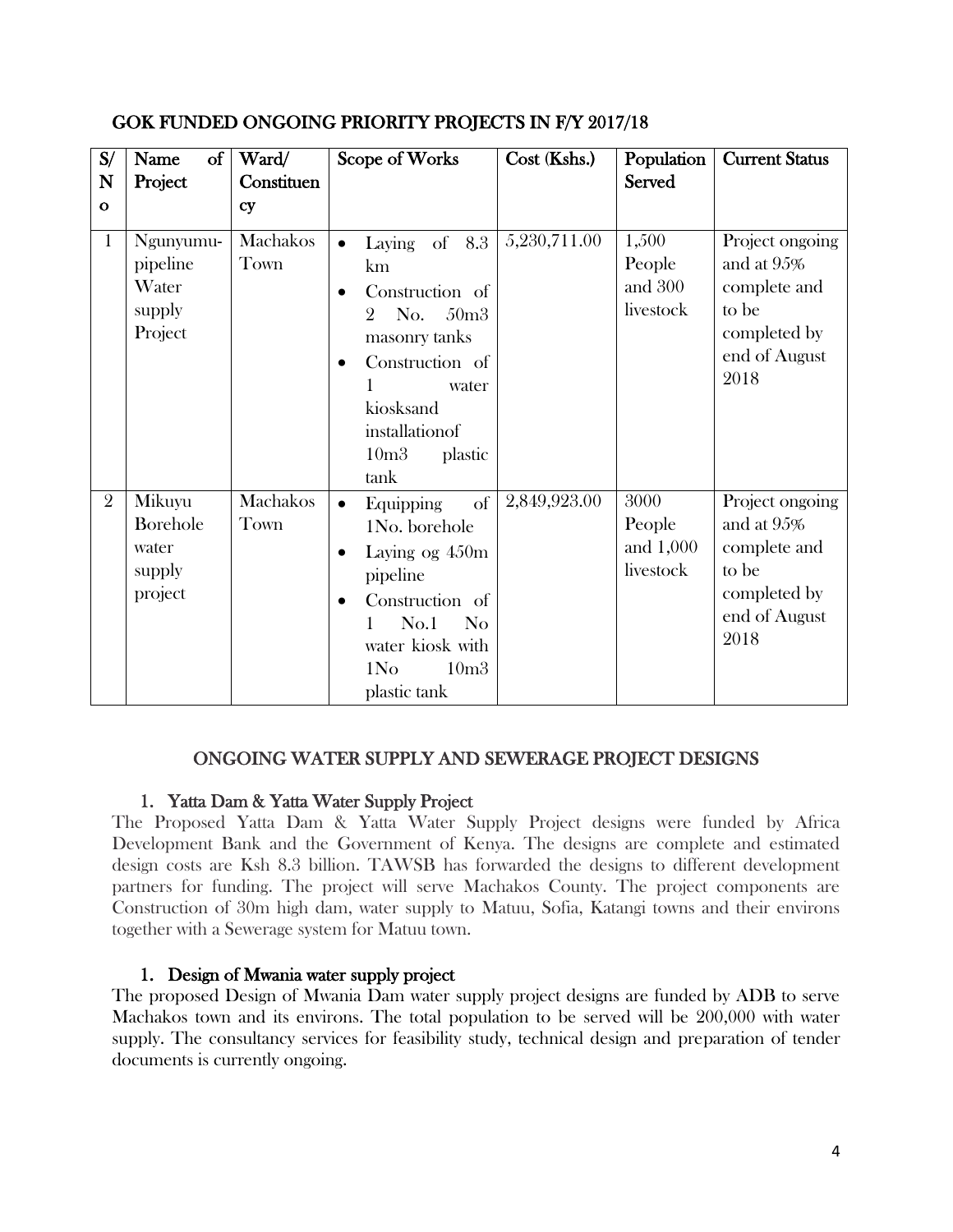## GOK FUNDED ONGOING PRIORITY PROJECTS IN F/Y 2017/18

| S/No | Name of Project | Ward/ Constituency | Scope of Works | Cost (Kshs.) | Population Served | Current Status |
|---|---|---|---|---|---|---|
| 1 | Ngunyumu-pipeline Water supply Project | Machakos Town | • Laying of 8.3 km<br>• Construction of 2 No. 50m3 masonry tanks<br>• Construction of 1 water kiosksand installationof 10m3 plastic tank | 5,230,711.00 | 1,500 People and 300 livestock | Project ongoing and at 95% complete and to be completed by end of August 2018 |
| 2 | Mikuyu Borehole water supply project | Machakos Town | • Equipping of 1No. borehole<br>• Laying og 450m pipeline<br>• Construction of 1 No.1 No water kiosk with 1No 10m3 plastic tank | 2,849,923.00 | 3000 People and 1,000 livestock | Project ongoing and at 95% complete and to be completed by end of August 2018 |

## ONGOING WATER SUPPLY AND SEWERAGE PROJECT DESIGNS

### 1. Yatta Dam & Yatta Water Supply Project

The Proposed Yatta Dam & Yatta Water Supply Project designs were funded by Africa Development Bank and the Government of Kenya. The designs are complete and estimated design costs are Ksh 8.3 billion. TAWSB has forwarded the designs to different development partners for funding. The project will serve Machakos County. The project components are Construction of 30m high dam, water supply to Matuu, Sofia, Katangi towns and their environs together with a Sewerage system for Matuu town.

### 1. Design of Mwania water supply project

The proposed Design of Mwania Dam water supply project designs are funded by ADB to serve Machakos town and its environs. The total population to be served will be 200,000 with water supply. The consultancy services for feasibility study, technical design and preparation of tender documents is currently ongoing.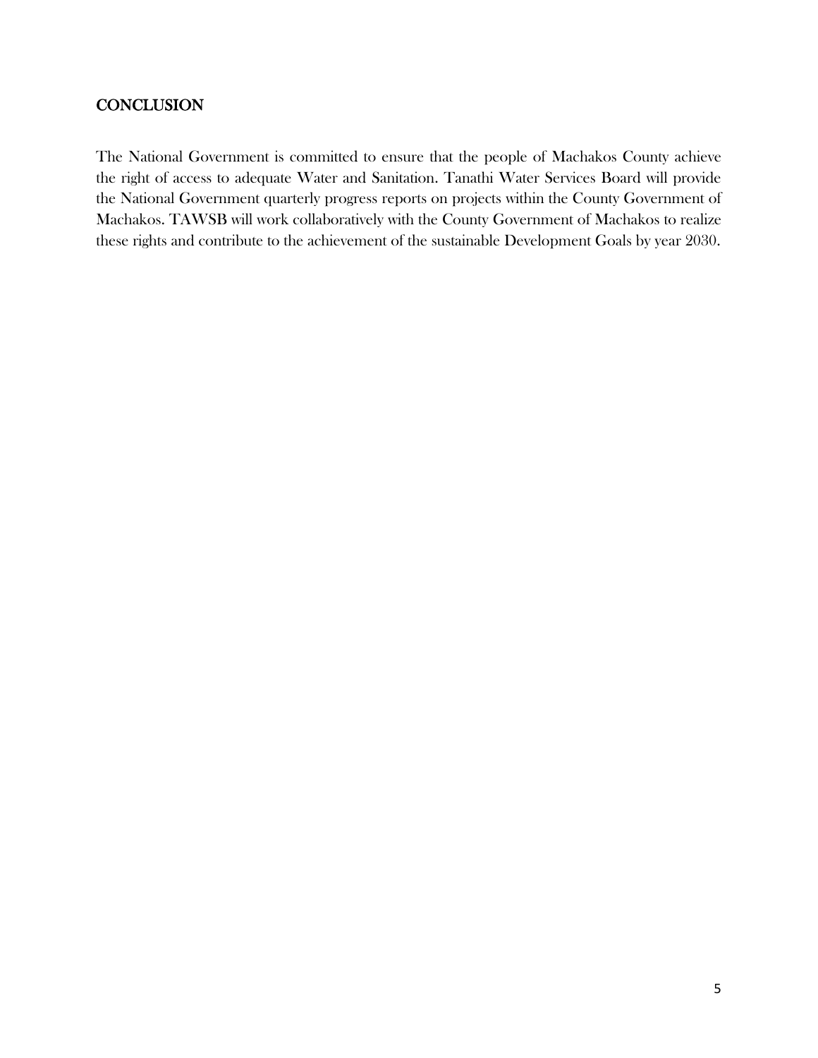## CONCLUSION

The National Government is committed to ensure that the people of Machakos County achieve the right of access to adequate Water and Sanitation. Tanathi Water Services Board will provide the National Government quarterly progress reports on projects within the County Government of Machakos. TAWSB will work collaboratively with the County Government of Machakos to realize these rights and contribute to the achievement of the sustainable Development Goals by year 2030.